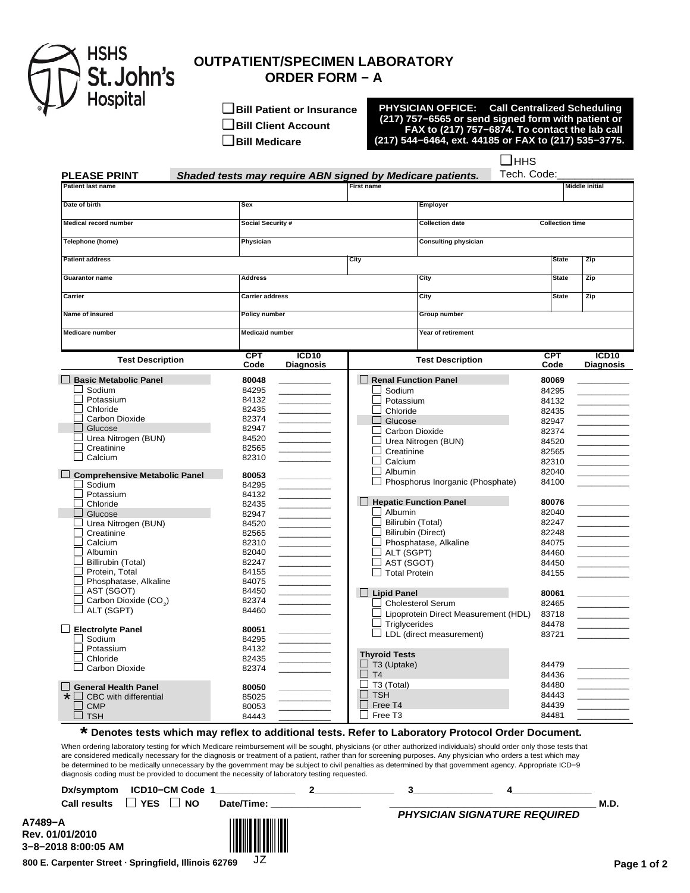HSHS St. John's Hospital

# OUTPATIENT/SPECIMEN LABORATORY ORDER FORM − A

☐ **Bill Patient or Insurance**
☐ **Bill Client Account**
☐ **Bill Medicare**

**PHYSICIAN OFFICE: Call Centralized Scheduling (217) 757−6565 or send signed form with patient or FAX to (217) 757−6874. To contact the lab call (217) 544−6464, ext. 44185 or FAX to (217) 535−3775.**

☐ HHS
Tech. Code:____________

**PLEASE PRINT** ***Shaded tests may require ABN signed by Medicare patients.***

| Patient last name | | First name | | Middle initial |
|---|---|---|---|---|
| Date of birth | Sex | | Employer | |
| Medical record number | Social Security # | | Collection date | Collection time |
| Telephone (home) | Physician | | Consulting physician | |
| Patient address | | City | State | Zip |
| Guarantor name | Address | City | State | Zip |
| Carrier | Carrier address | City | State | Zip |
| Name of insured | Policy number | | Group number | |
| Medicare number | Medicaid number | | Year of retirement | |

| Test Description | CPT Code | ICD10 Diagnosis |
|---|---|---|
| ☐ **Basic Metabolic Panel** | **80048** | ________ |
| ☐ Sodium | 84295 | ________ |
| ☐ Potassium | 84132 | ________ |
| ☐ Chloride | 82435 | ________ |
| ☐ Carbon Dioxide | 82374 | ________ |
| ☐ Glucose | 82947 | ________ |
| ☐ Urea Nitrogen (BUN) | 84520 | ________ |
| ☐ Creatinine | 82565 | ________ |
| ☐ Calcium | 82310 | ________ |
| ☐ **Comprehensive Metabolic Panel** | **80053** | ________ |
| ☐ Sodium | 84295 | ________ |
| ☐ Potassium | 84132 | ________ |
| ☐ Chloride | 82435 | ________ |
| ☐ Glucose | 82947 | ________ |
| ☐ Urea Nitrogen (BUN) | 84520 | ________ |
| ☐ Creatinine | 82565 | ________ |
| ☐ Calcium | 82310 | ________ |
| ☐ Albumin | 82040 | ________ |
| ☐ Billirubin (Total) | 82247 | ________ |
| ☐ Protein, Total | 84155 | ________ |
| ☐ Phosphatase, Alkaline | 84075 | ________ |
| ☐ AST (SGOT) | 84450 | ________ |
| ☐ Carbon Dioxide ($CO_2$) | 82374 | ________ |
| ☐ ALT (SGPT) | 84460 | ________ |
| ☐ **Electrolyte Panel** | **80051** | ________ |
| ☐ Sodium | 84295 | ________ |
| ☐ Potassium | 84132 | ________ |
| ☐ Chloride | 82435 | ________ |
| ☐ Carbon Dioxide | 82374 | ________ |
| ☐ **General Health Panel** | **80050** | ________ |
| * ☐ CBC with differential | 85025 | ________ |
| ☐ CMP | 80053 | ________ |
| ☐ TSH | 84443 | ________ |

| Test Description | CPT Code | ICD10 Diagnosis |
|---|---|---|
| ☐ **Renal Function Panel** | **80069** | ________ |
| ☐ Sodium | 84295 | ________ |
| ☐ Potassium | 84132 | ________ |
| ☐ Chloride | 82435 | ________ |
| ☐ Glucose | 82947 | ________ |
| ☐ Carbon Dioxide | 82374 | ________ |
| ☐ Urea Nitrogen (BUN) | 84520 | ________ |
| ☐ Creatinine | 82565 | ________ |
| ☐ Calcium | 82310 | ________ |
| ☐ Albumin | 82040 | ________ |
| ☐ Phosphorus Inorganic (Phosphate) | 84100 | ________ |
| ☐ **Hepatic Function Panel** | **80076** | ________ |
| ☐ Albumin | 82040 | ________ |
| ☐ Bilirubin (Total) | 82247 | ________ |
| ☐ Bilirubin (Direct) | 82248 | ________ |
| ☐ Phosphatase, Alkaline | 84075 | ________ |
| ☐ ALT (SGPT) | 84460 | ________ |
| ☐ AST (SGOT) | 84450 | ________ |
| ☐ Total Protein | 84155 | ________ |
| ☐ **Lipid Panel** | **80061** | ________ |
| ☐ Cholesterol Serum | 82465 | ________ |
| ☐ Lipoprotein Direct Measurement (HDL) | 83718 | ________ |
| ☐ Triglycerides | 84478 | ________ |
| ☐ LDL (direct measurement) | 83721 | ________ |
| **Thyroid Tests** | | |
| ☐ T3 (Uptake) | 84479 | ________ |
| ☐ T4 | 84436 | ________ |
| ☐ T3 (Total) | 84480 | ________ |
| ☐ TSH | 84443 | ________ |
| ☐ Free T4 | 84439 | ________ |
| ☐ Free T3 | 84481 | ________ |

**\* Denotes tests which may reflex to additional tests. Refer to Laboratory Protocol Order Document.**

When ordering laboratory testing for which Medicare reimbursement will be sought, physicians (or other authorized individuals) should order only those tests that are considered medically necessary for the diagnosis or treatment of a patient, rather than for screening purposes. Any physician who orders a test which may be determined to be medically unnecessary by the government may be subject to civil penalties as determined by that government agency. Appropriate ICD−9 diagnosis coding must be provided to document the necessity of laboratory testing requested.

**Dx/symptom ICD10−CM Code 1**__________ **2**__________ **3**__________ **4**__________

**Call results** ☐ **YES** ☐ **NO** **Date/Time:** __________ ______________________ **M.D.**

***PHYSICIAN SIGNATURE REQUIRED***

**A7489−A**
**Rev. 01/01/2010**
**3−8−2018 8:00:05 AM**

JZ

**800 E. Carpenter Street · Springfield, Illinois 62769**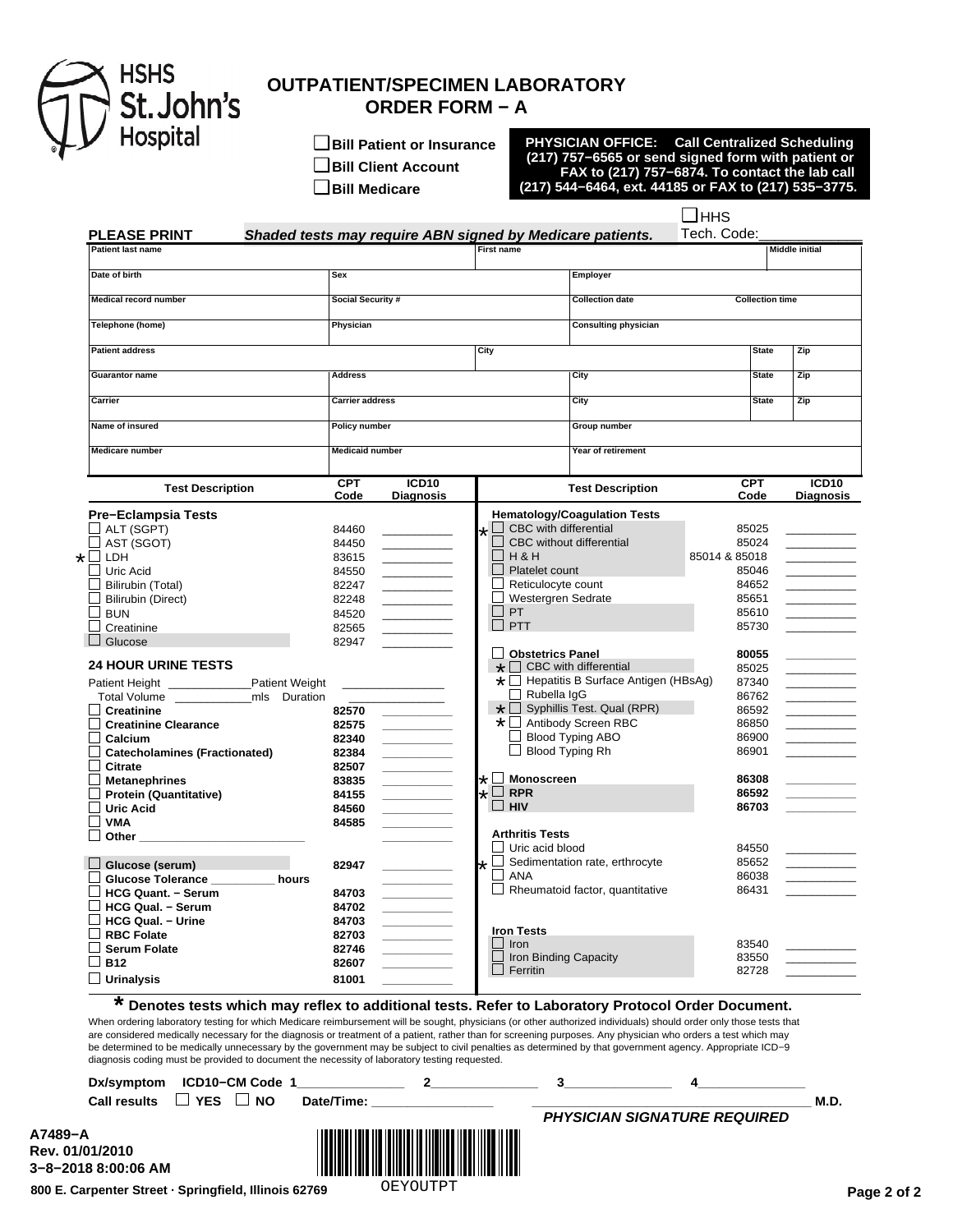HSHS St. John's Hospital

# OUTPATIENT/SPECIMEN LABORATORY ORDER FORM − A

☐ **Bill Patient or Insurance**
☐ **Bill Client Account**
☐ **Bill Medicare**

**PHYSICIAN OFFICE: Call Centralized Scheduling (217) 757−6565 or send signed form with patient or FAX to (217) 757−6874. To contact the lab call (217) 544−6464, ext. 44185 or FAX to (217) 535−3775.**

☐ HHS
Tech. Code: ____________

**PLEASE PRINT** ***Shaded tests may require ABN signed by Medicare patients.***

| | | | |
|---|---|---|---|
| Patient last name | | First name | Middle initial |
| Date of birth | Sex | Employer | |
| Medical record number | Social Security # | Collection date | Collection time |
| Telephone (home) | Physician | Consulting physician | |
| Patient address | City | State | Zip |
| Guarantor name | Address | City / State | Zip |
| Carrier | Carrier address | City / State | Zip |
| Name of insured | Policy number | Group number | |
| Medicare number | Medicaid number | Year of retirement | |

| Test Description | CPT Code | ICD10 Diagnosis |
|---|---|---|
| **Pre−Eclampsia Tests** | | |
| ☐ ALT (SGPT) | 84460 | ________ |
| ☐ AST (SGOT) | 84450 | ________ |
| * ☐ LDH | 83615 | ________ |
| ☐ Uric Acid | 84550 | ________ |
| ☐ Bilirubin (Total) | 82247 | ________ |
| ☐ Bilirubin (Direct) | 82248 | ________ |
| ☐ BUN | 84520 | ________ |
| ☐ Creatinine | 82565 | ________ |
| ☐ Glucose | 82947 | ________ |
| **24 HOUR URINE TESTS** | | |
| Patient Height ________ Patient Weight ________ | | |
| Total Volume ________ mls Duration ________ | | |
| ☐ **Creatinine** | **82570** | ________ |
| ☐ **Creatinine Clearance** | **82575** | ________ |
| ☐ **Calcium** | **82340** | ________ |
| ☐ **Catecholamines (Fractionated)** | **82384** | ________ |
| ☐ **Citrate** | **82507** | ________ |
| ☐ **Metanephrines** | **83835** | ________ |
| ☐ **Protein (Quantitative)** | **84155** | ________ |
| ☐ **Uric Acid** | **84560** | ________ |
| ☐ **VMA** | **84585** | ________ |
| ☐ **Other** ________ | | ________ |
| ☐ **Glucose (serum)** | **82947** | ________ |
| ☐ **Glucose Tolerance** ________ **hours** | | ________ |
| ☐ **HCG Quant. − Serum** | **84703** | ________ |
| ☐ **HCG Qual. − Serum** | **84702** | ________ |
| ☐ **HCG Qual. − Urine** | **84703** | ________ |
| ☐ **RBC Folate** | **82703** | ________ |
| ☐ **Serum Folate** | **82746** | ________ |
| ☐ **B12** | **82607** | ________ |
| ☐ **Urinalysis** | **81001** | ________ |

| Test Description | CPT Code | ICD10 Diagnosis |
|---|---|---|
| **Hematology/Coagulation Tests** | | |
| * ☐ CBC with differential | 85025 | ________ |
| ☐ CBC without differential | 85024 | ________ |
| ☐ H & H | 85014 & 85018 | ________ |
| ☐ Platelet count | 85046 | ________ |
| ☐ Reticulocyte count | 84652 | ________ |
| ☐ Westergren Sedrate | 85651 | ________ |
| ☐ PT | 85610 | ________ |
| ☐ PTT | 85730 | ________ |
| ☐ **Obstetrics Panel** | **80055** | ________ |
| * ☐ CBC with differential | 85025 | ________ |
| * ☐ Hepatitis B Surface Antigen (HBsAg) | 87340 | ________ |
| ☐ Rubella IgG | 86762 | ________ |
| * ☐ Syphillis Test. Qual (RPR) | 86592 | ________ |
| * ☐ Antibody Screen RBC | 86850 | ________ |
| ☐ Blood Typing ABO | 86900 | ________ |
| ☐ Blood Typing Rh | 86901 | ________ |
| * ☐ **Monoscreen** | **86308** | ________ |
| * ☐ **RPR** | **86592** | ________ |
| ☐ **HIV** | **86703** | ________ |
| **Arthritis Tests** | | |
| ☐ Uric acid blood | 84550 | ________ |
| * ☐ Sedimentation rate, erthrocyte | 85652 | ________ |
| ☐ ANA | 86038 | ________ |
| ☐ Rheumatoid factor, quantitative | 86431 | ________ |
| **Iron Tests** | | |
| ☐ Iron | 83540 | ________ |
| ☐ Iron Binding Capacity | 83550 | ________ |
| ☐ Ferritin | 82728 | ________ |

**\* Denotes tests which may reflex to additional tests. Refer to Laboratory Protocol Order Document.**

When ordering laboratory testing for which Medicare reimbursement will be sought, physicians (or other authorized individuals) should order only those tests that are considered medically necessary for the diagnosis or treatment of a patient, rather than for screening purposes. Any physician who orders a test which may be determined to be medically unnecessary by the government may be subject to civil penalties as determined by that government agency. Appropriate ICD−9 diagnosis coding must be provided to document the necessity of laboratory testing requested.

**Dx/symptom ICD10−CM Code 1** ________ **2** ________ **3** ________ **4** ________

**Call results** ☐ **YES** ☐ **NO** **Date/Time:** ________ ________________ **M.D.**

***PHYSICIAN SIGNATURE REQUIRED***

**A7489−A**
**Rev. 01/01/2010**
**3−8−2018 8:00:06 AM**

0EY0UTPT

**800 E. Carpenter Street · Springfield, Illinois 62769**